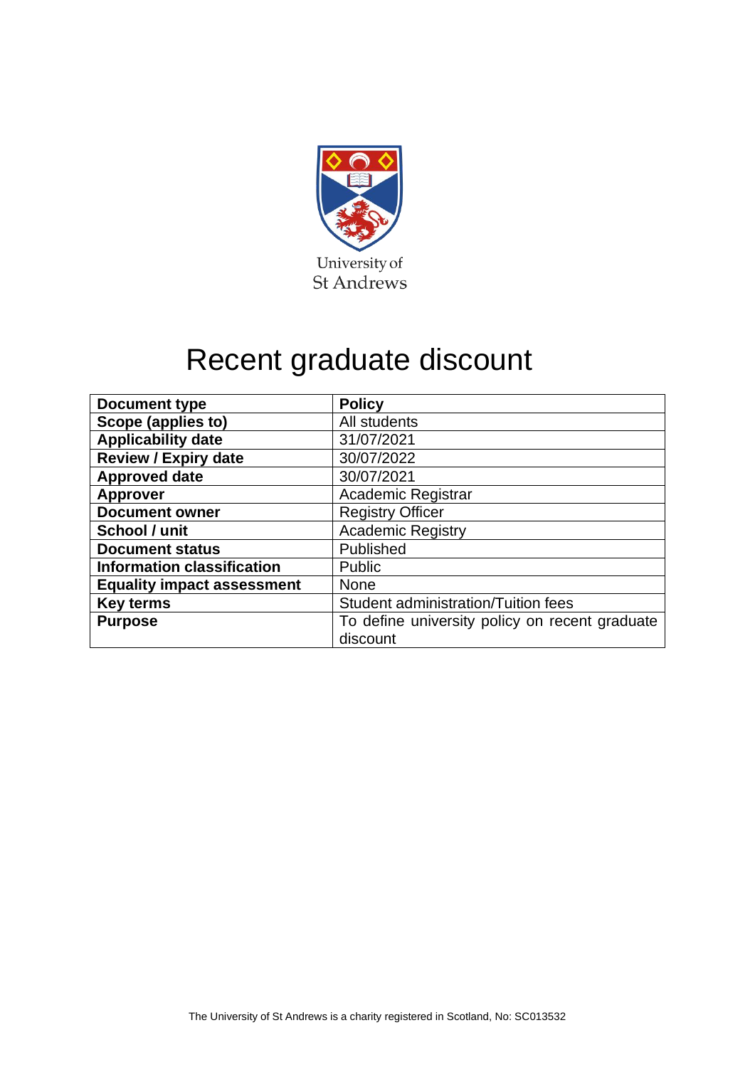University of St Andrews

# Recent graduate discount

| Document type | Policy |
|---|---|
| Scope (applies to) | All students |
| Applicability date | 31/07/2021 |
| Review / Expiry date | 30/07/2022 |
| Approved date | 30/07/2021 |
| Approver | Academic Registrar |
| Document owner | Registry Officer |
| School / unit | Academic Registry |
| Document status | Published |
| Information classification | Public |
| Equality impact assessment | None |
| Key terms | Student administration/Tuition fees |
| Purpose | To define university policy on recent graduate discount |

The University of St Andrews is a charity registered in Scotland, No: SC013532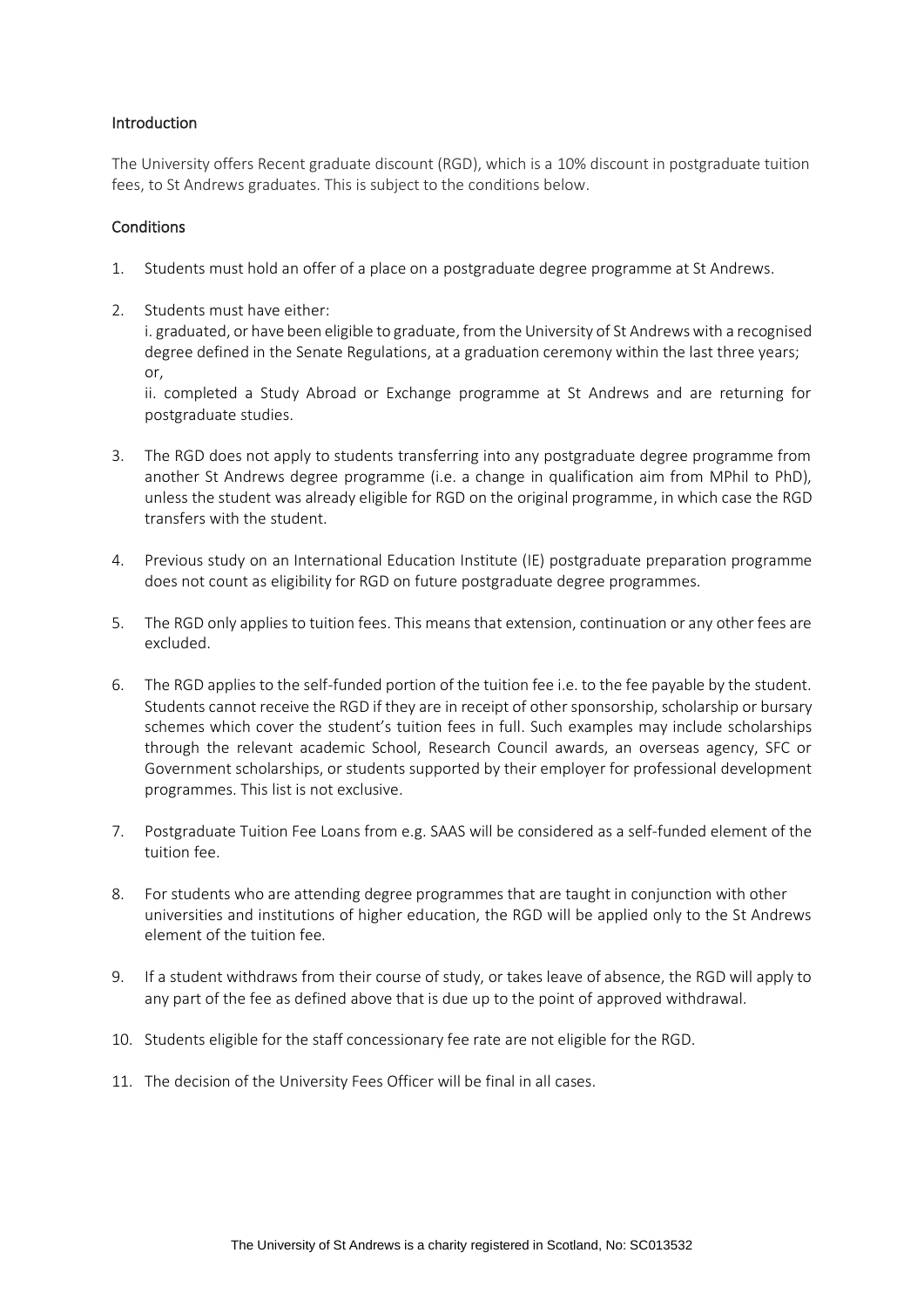## Introduction

The University offers Recent graduate discount (RGD), which is a 10% discount in postgraduate tuition fees, to St Andrews graduates. This is subject to the conditions below.

## Conditions

1. Students must hold an offer of a place on a postgraduate degree programme at St Andrews.
2. Students must have either:
   i. graduated, or have been eligible to graduate, from the University of St Andrews with a recognised degree defined in the Senate Regulations, at a graduation ceremony within the last three years; or,
   ii. completed a Study Abroad or Exchange programme at St Andrews and are returning for postgraduate studies.
3. The RGD does not apply to students transferring into any postgraduate degree programme from another St Andrews degree programme (i.e. a change in qualification aim from MPhil to PhD), unless the student was already eligible for RGD on the original programme, in which case the RGD transfers with the student.
4. Previous study on an International Education Institute (IE) postgraduate preparation programme does not count as eligibility for RGD on future postgraduate degree programmes.
5. The RGD only applies to tuition fees. This means that extension, continuation or any other fees are excluded.
6. The RGD applies to the self-funded portion of the tuition fee i.e. to the fee payable by the student. Students cannot receive the RGD if they are in receipt of other sponsorship, scholarship or bursary schemes which cover the student's tuition fees in full. Such examples may include scholarships through the relevant academic School, Research Council awards, an overseas agency, SFC or Government scholarships, or students supported by their employer for professional development programmes. This list is not exclusive.
7. Postgraduate Tuition Fee Loans from e.g. SAAS will be considered as a self-funded element of the tuition fee.
8. For students who are attending degree programmes that are taught in conjunction with other universities and institutions of higher education, the RGD will be applied only to the St Andrews element of the tuition fee.
9. If a student withdraws from their course of study, or takes leave of absence, the RGD will apply to any part of the fee as defined above that is due up to the point of approved withdrawal.
10. Students eligible for the staff concessionary fee rate are not eligible for the RGD.
11. The decision of the University Fees Officer will be final in all cases.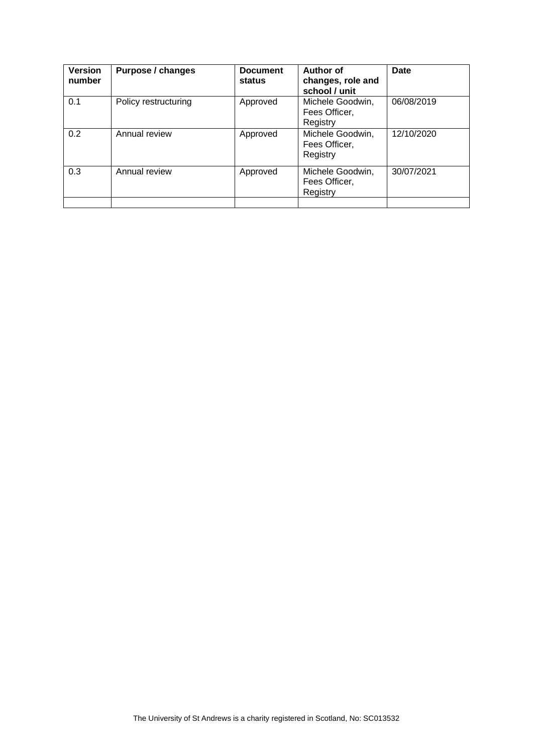| Version number | Purpose / changes | Document status | Author of changes, role and school / unit | Date |
|---|---|---|---|---|
| 0.1 | Policy restructuring | Approved | Michele Goodwin, Fees Officer, Registry | 06/08/2019 |
| 0.2 | Annual review | Approved | Michele Goodwin, Fees Officer, Registry | 12/10/2020 |
| 0.3 | Annual review | Approved | Michele Goodwin, Fees Officer, Registry | 30/07/2021 |
| | | | | |